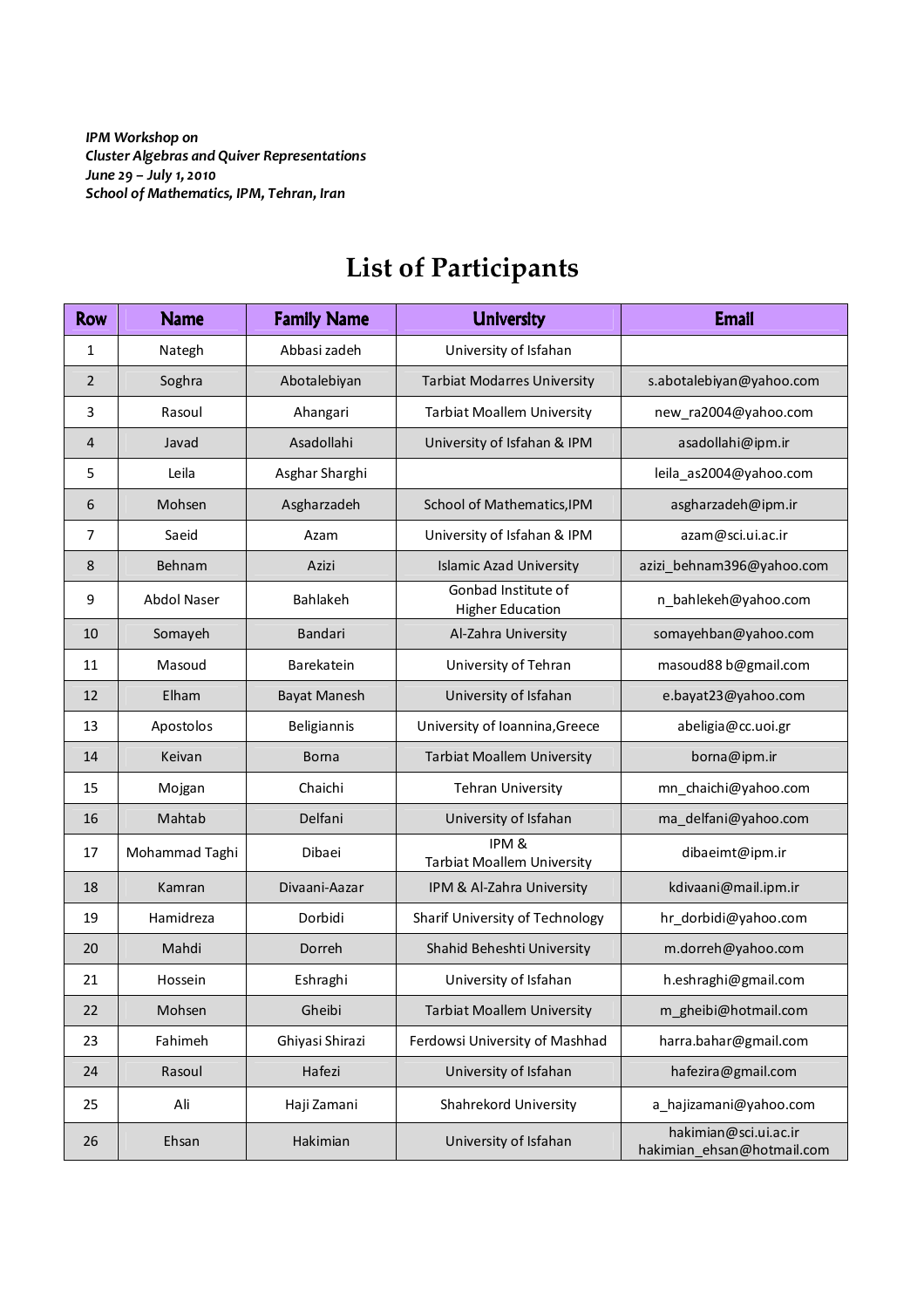*IPM Workshop on*
*Cluster Algebras and Quiver Representations*
*June 29 – July 1, 2010*
*School of Mathematics, IPM, Tehran, Iran*

# List of Participants

| Row | Name | Family Name | University | Email |
|---|---|---|---|---|
| 1 | Nategh | Abbasi zadeh | University of Isfahan | |
| 2 | Soghra | Abotalebiyan | Tarbiat Modarres University | s.abotalebiyan@yahoo.com |
| 3 | Rasoul | Ahangari | Tarbiat Moallem University | new_ra2004@yahoo.com |
| 4 | Javad | Asadollahi | University of Isfahan & IPM | asadollahi@ipm.ir |
| 5 | Leila | Asghar Sharghi | | leila_as2004@yahoo.com |
| 6 | Mohsen | Asgharzadeh | School of Mathematics,IPM | asgharzadeh@ipm.ir |
| 7 | Saeid | Azam | University of Isfahan & IPM | azam@sci.ui.ac.ir |
| 8 | Behnam | Azizi | Islamic Azad University | azizi_behnam396@yahoo.com |
| 9 | Abdol Naser | Bahlakeh | Gonbad Institute of Higher Education | n_bahlekeh@yahoo.com |
| 10 | Somayeh | Bandari | Al-Zahra University | somayehban@yahoo.com |
| 11 | Masoud | Barekatein | University of Tehran | masoud88 b@gmail.com |
| 12 | Elham | Bayat Manesh | University of Isfahan | e.bayat23@yahoo.com |
| 13 | Apostolos | Beligiannis | University of Ioannina,Greece | abeligia@cc.uoi.gr |
| 14 | Keivan | Borna | Tarbiat Moallem University | borna@ipm.ir |
| 15 | Mojgan | Chaichi | Tehran University | mn_chaichi@yahoo.com |
| 16 | Mahtab | Delfani | University of Isfahan | ma_delfani@yahoo.com |
| 17 | Mohammad Taghi | Dibaei | IPM & Tarbiat Moallem University | dibaeimt@ipm.ir |
| 18 | Kamran | Divaani-Aazar | IPM & Al-Zahra University | kdivaani@mail.ipm.ir |
| 19 | Hamidreza | Dorbidi | Sharif University of Technology | hr_dorbidi@yahoo.com |
| 20 | Mahdi | Dorreh | Shahid Beheshti University | m.dorreh@yahoo.com |
| 21 | Hossein | Eshraghi | University of Isfahan | h.eshraghi@gmail.com |
| 22 | Mohsen | Gheibi | Tarbiat Moallem University | m_gheibi@hotmail.com |
| 23 | Fahimeh | Ghiyasi Shirazi | Ferdowsi University of Mashhad | harra.bahar@gmail.com |
| 24 | Rasoul | Hafezi | University of Isfahan | hafezira@gmail.com |
| 25 | Ali | Haji Zamani | Shahrekord University | a_hajizamani@yahoo.com |
| 26 | Ehsan | Hakimian | University of Isfahan | hakimian@sci.ui.ac.ir hakimian_ehsan@hotmail.com |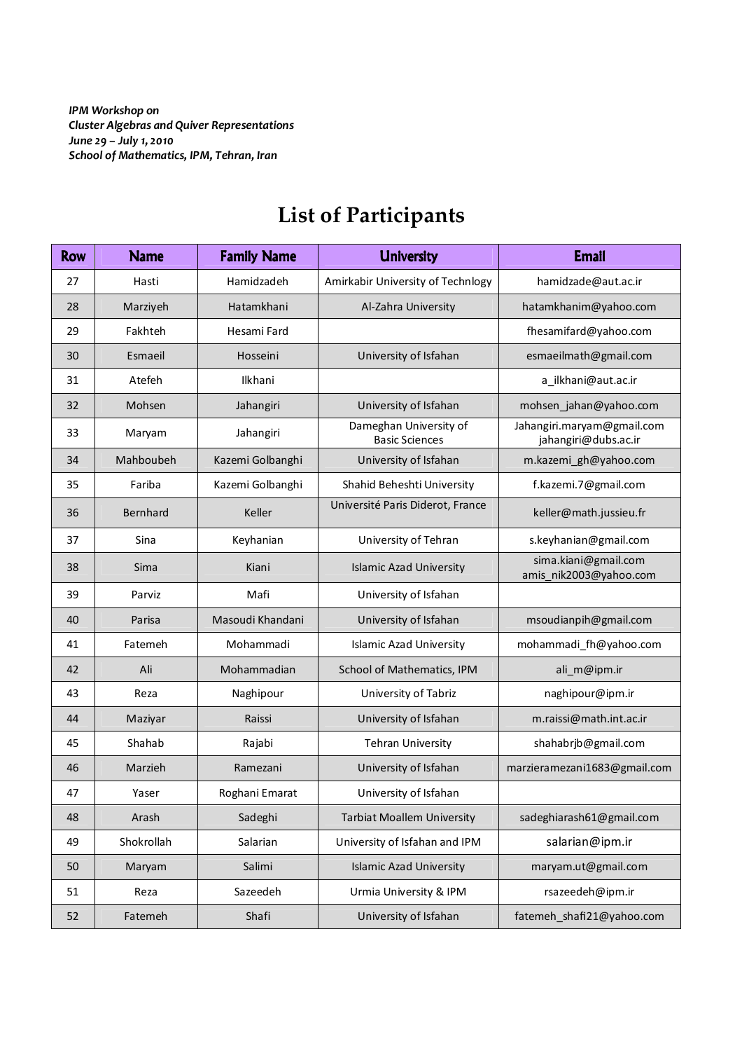*IPM Workshop on*
*Cluster Algebras and Quiver Representations*
*June 29 – July 1, 2010*
*School of Mathematics, IPM, Tehran, Iran*

# List of Participants

| Row | Name | Family Name | University | Email |
|---|---|---|---|---|
| 27 | Hasti | Hamidzadeh | Amirkabir University of Technlogy | hamidzade@aut.ac.ir |
| 28 | Marziyeh | Hatamkhani | Al-Zahra University | hatamkhanim@yahoo.com |
| 29 | Fakhteh | Hesami Fard | | fhesamifard@yahoo.com |
| 30 | Esmaeil | Hosseini | University of Isfahan | esmaeilmath@gmail.com |
| 31 | Atefeh | Ilkhani | | a_ilkhani@aut.ac.ir |
| 32 | Mohsen | Jahangiri | University of Isfahan | mohsen_jahan@yahoo.com |
| 33 | Maryam | Jahangiri | Dameghan University of Basic Sciences | Jahangiri.maryam@gmail.com jahangiri@dubs.ac.ir |
| 34 | Mahboubeh | Kazemi Golbanghi | University of Isfahan | m.kazemi_gh@yahoo.com |
| 35 | Fariba | Kazemi Golbanghi | Shahid Beheshti University | f.kazemi.7@gmail.com |
| 36 | Bernhard | Keller | Université Paris Diderot, France | keller@math.jussieu.fr |
| 37 | Sina | Keyhanian | University of Tehran | s.keyhanian@gmail.com |
| 38 | Sima | Kiani | Islamic Azad University | sima.kiani@gmail.com amis_nik2003@yahoo.com |
| 39 | Parviz | Mafi | University of Isfahan | |
| 40 | Parisa | Masoudi Khandani | University of Isfahan | msoudianpih@gmail.com |
| 41 | Fatemeh | Mohammadi | Islamic Azad University | mohammadi_fh@yahoo.com |
| 42 | Ali | Mohammadian | School of Mathematics, IPM | ali_m@ipm.ir |
| 43 | Reza | Naghipour | University of Tabriz | naghipour@ipm.ir |
| 44 | Maziyar | Raissi | University of Isfahan | m.raissi@math.int.ac.ir |
| 45 | Shahab | Rajabi | Tehran University | shahabrjb@gmail.com |
| 46 | Marzieh | Ramezani | University of Isfahan | marzieramezani1683@gmail.com |
| 47 | Yaser | Roghani Emarat | University of Isfahan | |
| 48 | Arash | Sadeghi | Tarbiat Moallem University | sadeghiarash61@gmail.com |
| 49 | Shokrollah | Salarian | University of Isfahan and IPM | salarian@ipm.ir |
| 50 | Maryam | Salimi | Islamic Azad University | maryam.ut@gmail.com |
| 51 | Reza | Sazeedeh | Urmia University & IPM | rsazeedeh@ipm.ir |
| 52 | Fatemeh | Shafi | University of Isfahan | fatemeh_shafi21@yahoo.com |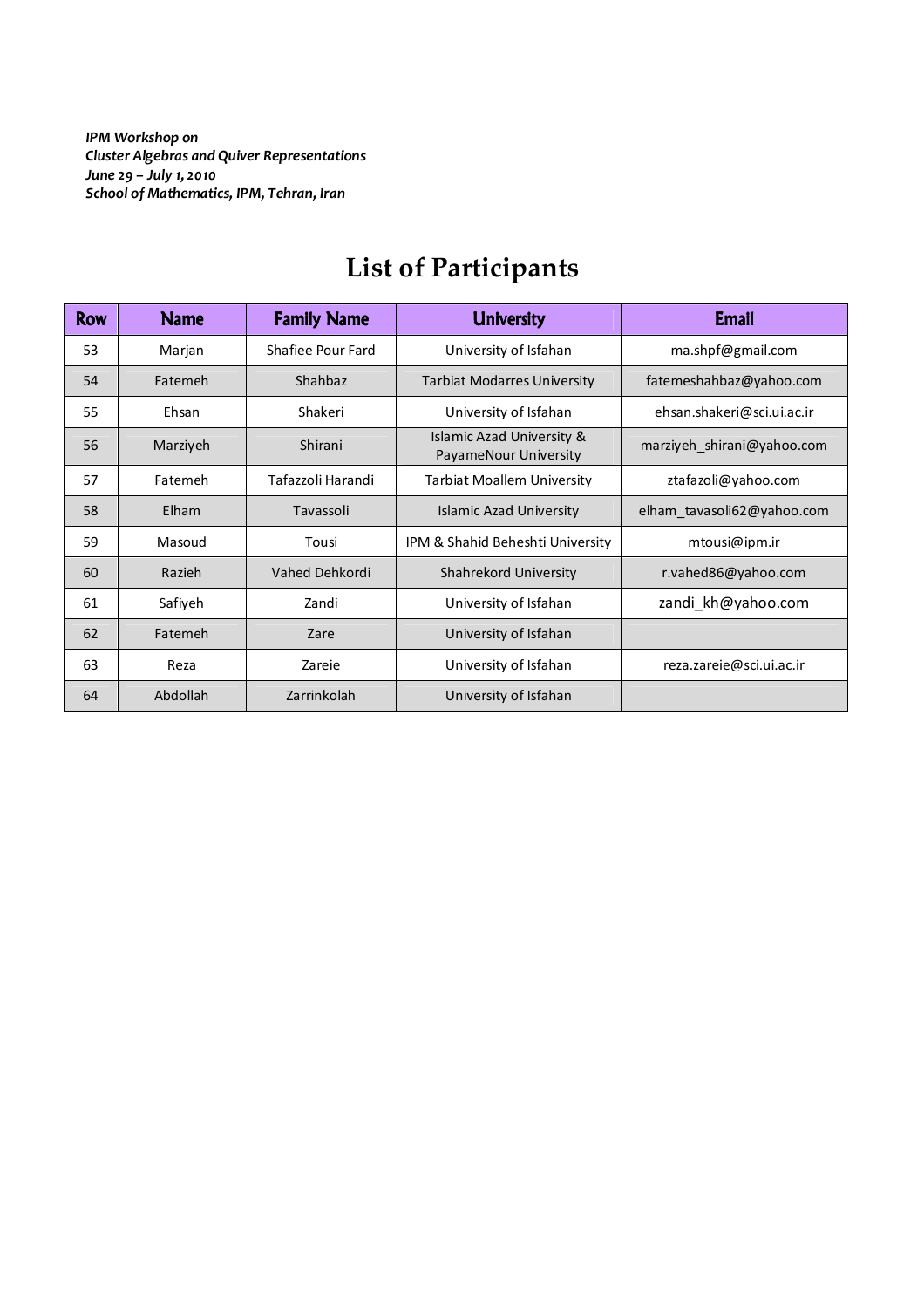*IPM Workshop on*
*Cluster Algebras and Quiver Representations*
*June 29 – July 1, 2010*
*School of Mathematics, IPM, Tehran, Iran*

# List of Participants

| Row | Name | Family Name | University | Email |
|---|---|---|---|---|
| 53 | Marjan | Shafiee Pour Fard | University of Isfahan | ma.shpf@gmail.com |
| 54 | Fatemeh | Shahbaz | Tarbiat Modarres University | fatemeshahbaz@yahoo.com |
| 55 | Ehsan | Shakeri | University of Isfahan | ehsan.shakeri@sci.ui.ac.ir |
| 56 | Marziyeh | Shirani | Islamic Azad University & PayameNour University | marziyeh_shirani@yahoo.com |
| 57 | Fatemeh | Tafazzoli Harandi | Tarbiat Moallem University | ztafazoli@yahoo.com |
| 58 | Elham | Tavassoli | Islamic Azad University | elham_tavasoli62@yahoo.com |
| 59 | Masoud | Tousi | IPM & Shahid Beheshti University | mtousi@ipm.ir |
| 60 | Razieh | Vahed Dehkordi | Shahrekord University | r.vahed86@yahoo.com |
| 61 | Safiyeh | Zandi | University of Isfahan | zandi_kh@yahoo.com |
| 62 | Fatemeh | Zare | University of Isfahan | |
| 63 | Reza | Zareie | University of Isfahan | reza.zareie@sci.ui.ac.ir |
| 64 | Abdollah | Zarrinkolah | University of Isfahan | |